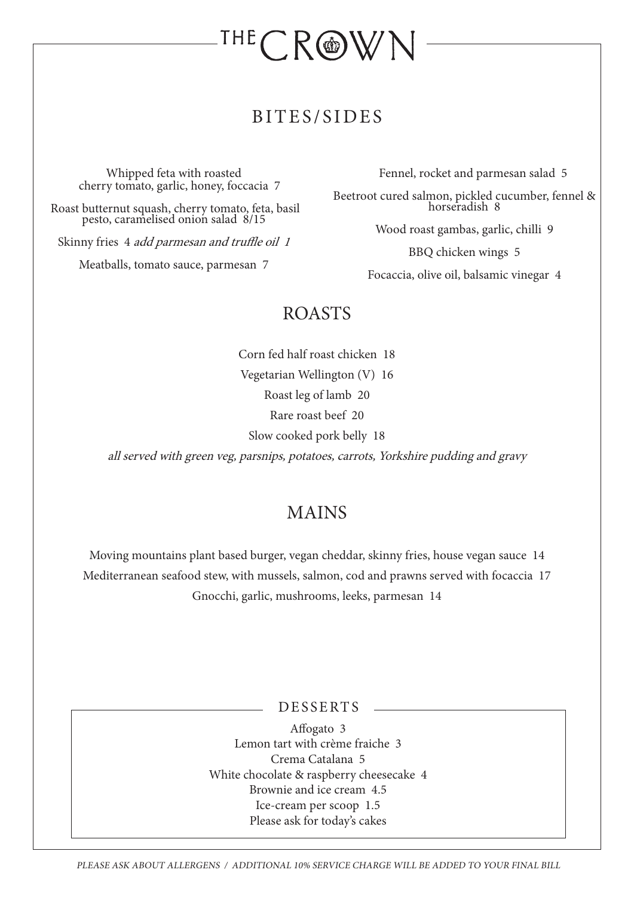# THE CROWN

## BITES/SIDES

Whipped feta with roasted cherry tomato, garlic, honey, foccacia 7

Roast butternut squash, cherry tomato, feta, basil pesto, caramelised onion salad 8/15

Skinny fries 4 *add parmesan and truffle oil 1*

Meatballs, tomato sauce, parmesan 7

Fennel, rocket and parmesan salad 5

Beetroot cured salmon, pickled cucumber, fennel & horseradish 8

Wood roast gambas, garlic, chilli 9

BBQ chicken wings 5

Focaccia, olive oil, balsamic vinegar 4

## ROASTS

Corn fed half roast chicken 18

Vegetarian Wellington (V) 16

Roast leg of lamb 20

Rare roast beef 20

Slow cooked pork belly 18

*all served with green veg, parsnips, potatoes, carrots, Yorkshire pudding and gravy*

## MAINS

Moving mountains plant based burger, vegan cheddar, skinny fries, house vegan sauce 14

Mediterranean seafood stew, with mussels, salmon, cod and prawns served with focaccia 17

Gnocchi, garlic, mushrooms, leeks, parmesan 14

## DESSERTS

Affogato 3

Lemon tart with crème fraiche 3

Crema Catalana 5

White chocolate & raspberry cheesecake 4

Brownie and ice cream 4.5

Ice-cream per scoop 1.5

Please ask for today's cakes

*PLEASE ASK ABOUT ALLERGENS / ADDITIONAL 10% SERVICE CHARGE WILL BE ADDED TO YOUR FINAL BILL*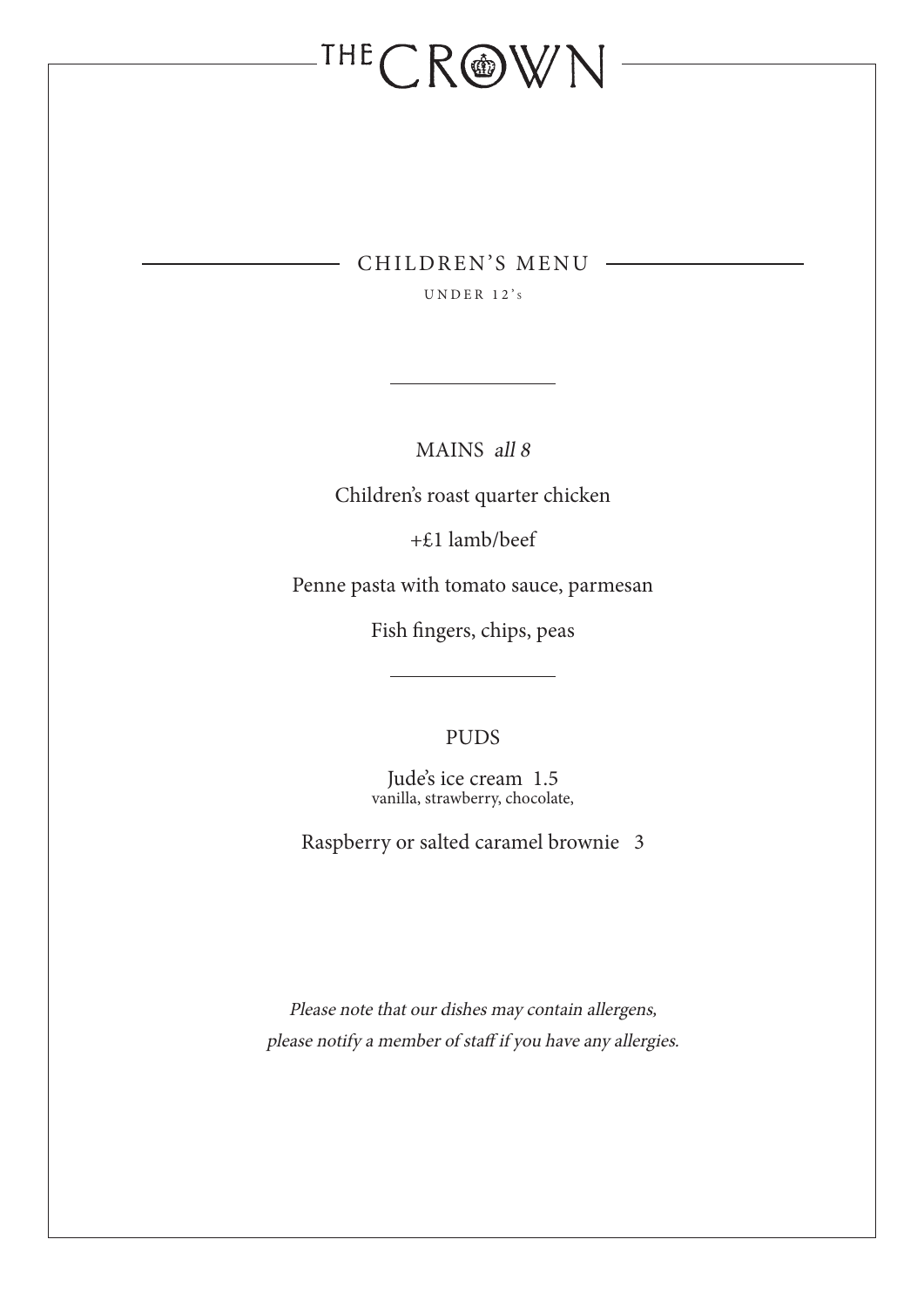# THE CROWN

## CHILDREN'S MENU

UNDER 12's

---

MAINS *all 8*

Children's roast quarter chicken

+£1 lamb/beef

Penne pasta with tomato sauce, parmesan

Fish fingers, chips, peas

---

PUDS

Jude's ice cream 1.5
vanilla, strawberry, chocolate,

Raspberry or salted caramel brownie 3

*Please note that our dishes may contain allergens,*
*please notify a member of staff if you have any allergies.*